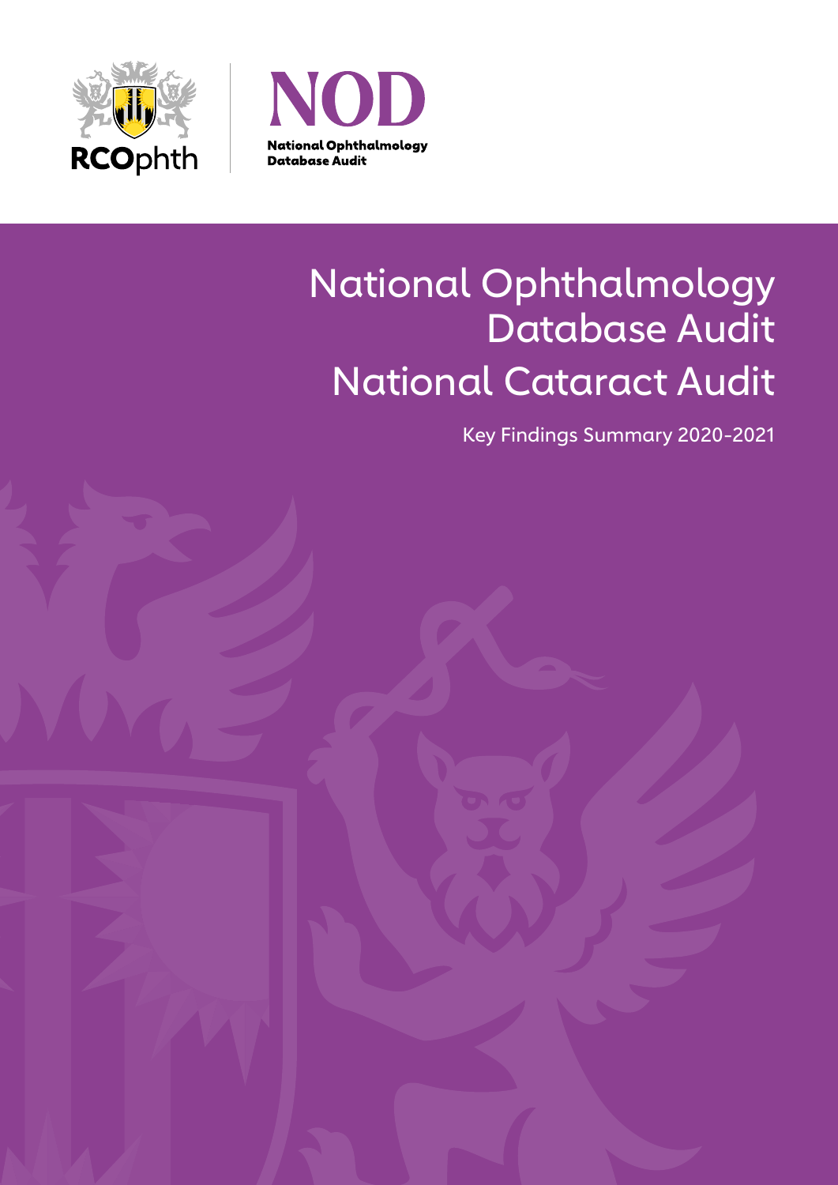RCOphth

# NOD

National Ophthalmology Database Audit

# National Ophthalmology Database Audit

# National Cataract Audit

Key Findings Summary 2020-2021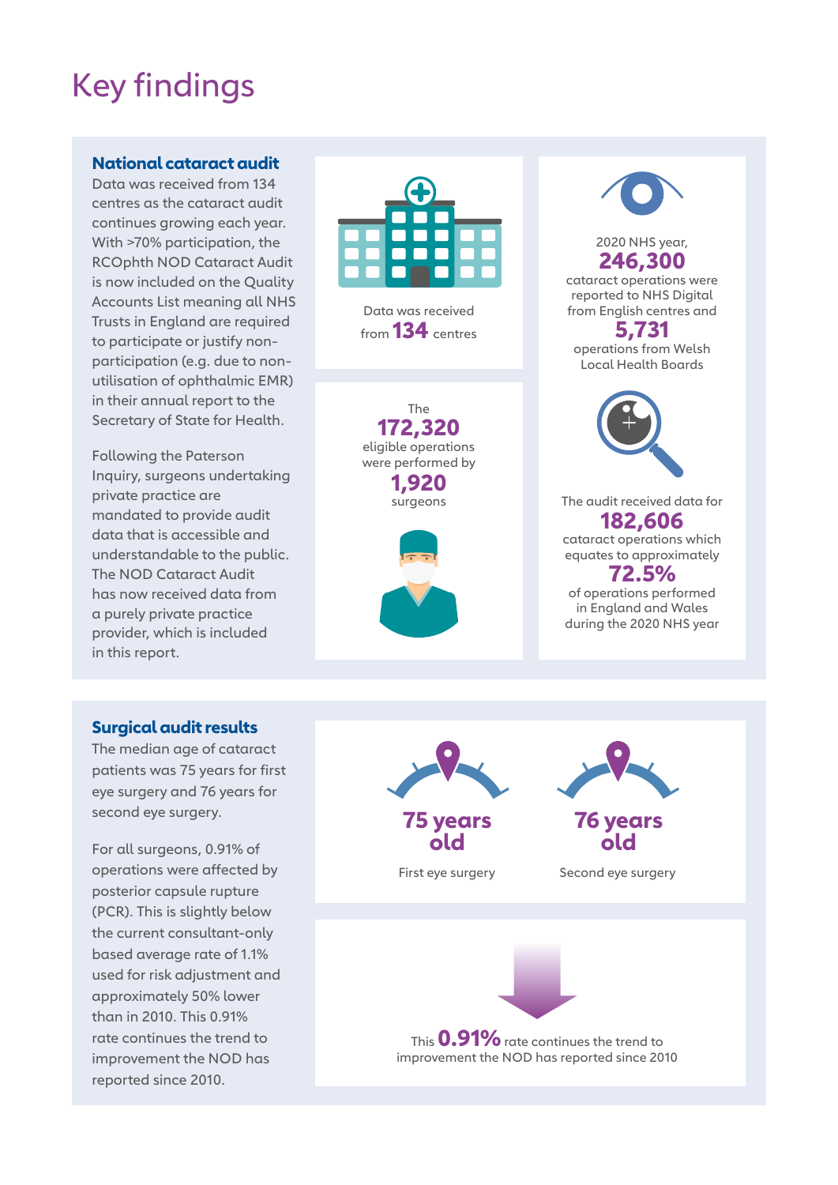# Key findings

## National cataract audit

Data was received from 134 centres as the cataract audit continues growing each year. With >70% participation, the RCOphth NOD Cataract Audit is now included on the Quality Accounts List meaning all NHS Trusts in England are required to participate or justify non-participation (e.g. due to non-utilisation of ophthalmic EMR) in their annual report to the Secretary of State for Health.

Following the Paterson Inquiry, surgeons undertaking private practice are mandated to provide audit data that is accessible and understandable to the public. The NOD Cataract Audit has now received data from a purely private practice provider, which is included in this report.

Data was received from **134** centres

2020 NHS year, **246,300** cataract operations were reported to NHS Digital from English centres and **5,731** operations from Welsh Local Health Boards

The **172,320** eligible operations were performed by **1,920** surgeons

The audit received data for **182,606** cataract operations which equates to approximately **72.5%** of operations performed in England and Wales during the 2020 NHS year

## Surgical audit results

The median age of cataract patients was 75 years for first eye surgery and 76 years for second eye surgery.

For all surgeons, 0.91% of operations were affected by posterior capsule rupture (PCR). This is slightly below the current consultant-only based average rate of 1.1% used for risk adjustment and approximately 50% lower than in 2010. This 0.91% rate continues the trend to improvement the NOD has reported since 2010.

**75 years old**
First eye surgery

**76 years old**
Second eye surgery

This **0.91%** rate continues the trend to improvement the NOD has reported since 2010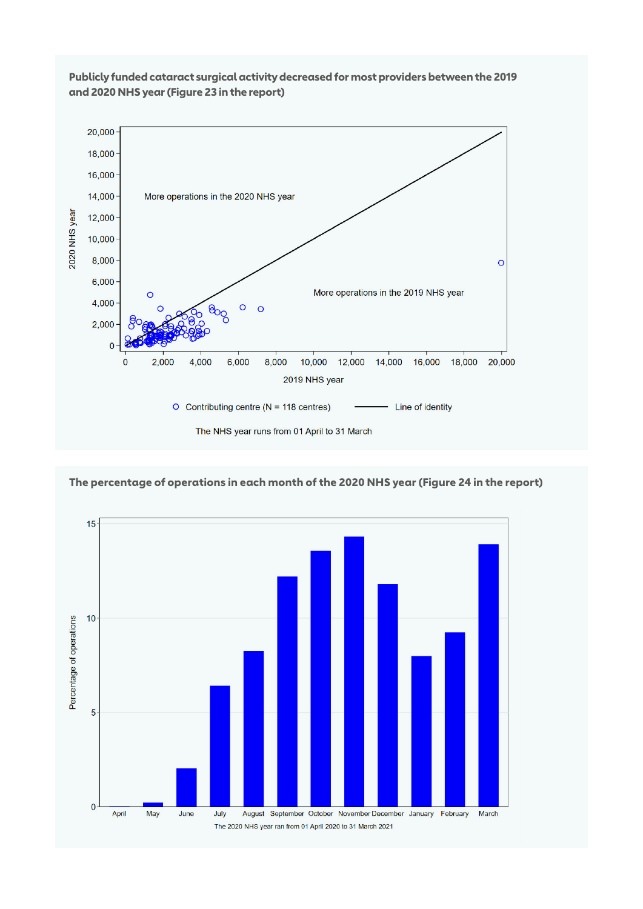**Publicly funded cataract surgical activity decreased for most providers between the 2019 and 2020 NHS year (Figure 23 in the report)**

2020 NHS year

More operations in the 2020 NHS year

More operations in the 2019 NHS year

2019 NHS year

Contributing centre (N = 118 centres) — Line of identity

The NHS year runs from 01 April to 31 March

**The percentage of operations in each month of the 2020 NHS year (Figure 24 in the report)**

Percentage of operations

April, May, June, July, August, September, October, November, December, January, February, March

The 2020 NHS year ran from 01 April 2020 to 31 March 2021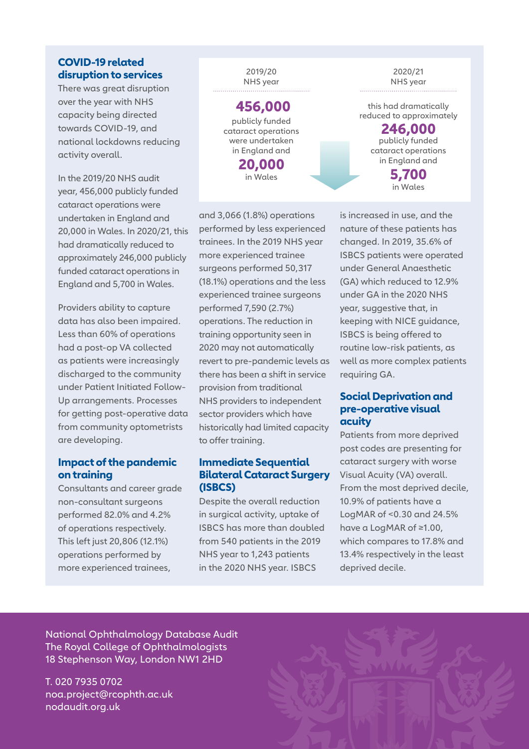## COVID-19 related disruption to services

There was great disruption over the year with NHS capacity being directed towards COVID-19, and national lockdowns reducing activity overall.

In the 2019/20 NHS audit year, 456,000 publicly funded cataract operations were undertaken in England and 20,000 in Wales. In 2020/21, this had dramatically reduced to approximately 246,000 publicly funded cataract operations in England and 5,700 in Wales.

Providers ability to capture data has also been impaired. Less than 60% of operations had a post-op VA collected as patients were increasingly discharged to the community under Patient Initiated Follow-Up arrangements. Processes for getting post-operative data from community optometrists are developing.

2019/20 NHS year

**456,000** publicly funded cataract operations were undertaken in England and **20,000** in Wales

2020/21 NHS year

this had dramatically reduced to approximately **246,000** publicly funded cataract operations in England and **5,700** in Wales

## Impact of the pandemic on training

Consultants and career grade non-consultant surgeons performed 82.0% and 4.2% of operations respectively. This left just 20,806 (12.1%) operations performed by more experienced trainees, and 3,066 (1.8%) operations performed by less experienced trainees. In the 2019 NHS year more experienced trainee surgeons performed 50,317 (18.1%) operations and the less experienced trainee surgeons performed 7,590 (2.7%) operations. The reduction in training opportunity seen in 2020 may not automatically revert to pre-pandemic levels as there has been a shift in service provision from traditional NHS providers to independent sector providers which have historically had limited capacity to offer training.

## Immediate Sequential Bilateral Cataract Surgery (ISBCS)

Despite the overall reduction in surgical activity, uptake of ISBCS has more than doubled from 540 patients in the 2019 NHS year to 1,243 patients in the 2020 NHS year. ISBCS is increased in use, and the nature of these patients has changed. In 2019, 35.6% of ISBCS patients were operated under General Anaesthetic (GA) which reduced to 12.9% under GA in the 2020 NHS year, suggestive that, in keeping with NICE guidance, ISBCS is being offered to routine low-risk patients, as well as more complex patients requiring GA.

## Social Deprivation and pre-operative visual acuity

Patients from more deprived post codes are presenting for cataract surgery with worse Visual Acuity (VA) overall. From the most deprived decile, 10.9% of patients have a LogMAR of <0.30 and 24.5% have a LogMAR of ≥1.00, which compares to 17.8% and 13.4% respectively in the least deprived decile.

National Ophthalmology Database Audit
The Royal College of Ophthalmologists
18 Stephenson Way, London NW1 2HD

T. 020 7935 0702
noa.project@rcophth.ac.uk
nodaudit.org.uk